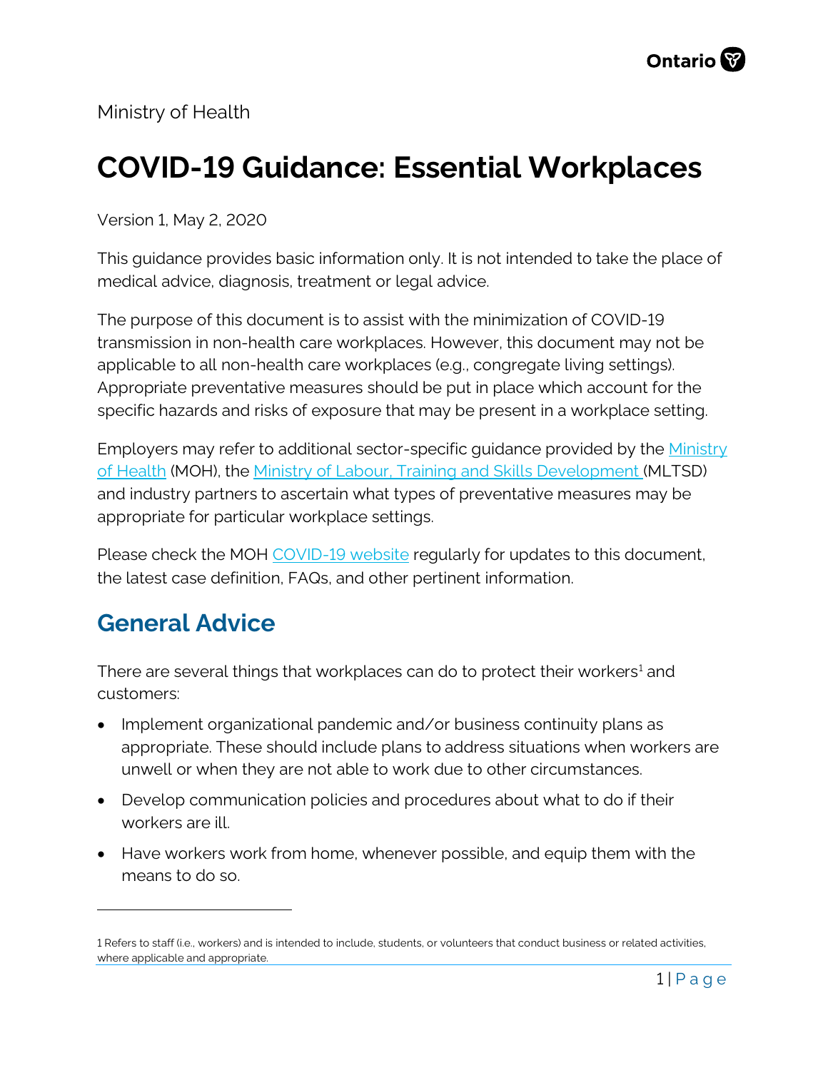Ministry of Health

# COVID-19 Guidance: Essential Workplaces

Version 1, May 2, 2020

This guidance provides basic information only. It is not intended to take the place of medical advice, diagnosis, treatment or legal advice.

The purpose of this document is to assist with the minimization of COVID-19 transmission in non-health care workplaces. However, this document may not be applicable to all non-health care workplaces (e.g., congregate living settings). Appropriate preventative measures should be put in place which account for the specific hazards and risks of exposure that may be present in a workplace setting.

Employers may refer to additional sector-specific guidance provided by the Ministry of Health (MOH), the Ministry of Labour, Training and Skills Development (MLTSD) and industry partners to ascertain what types of preventative measures may be appropriate for particular workplace settings.

Please check the MOH COVID-19 website regularly for updates to this document, the latest case definition, FAQs, and other pertinent information.

## General Advice

There are several things that workplaces can do to protect their workers[1] and customers:

- Implement organizational pandemic and/or business continuity plans as appropriate. These should include plans to address situations when workers are unwell or when they are not able to work due to other circumstances.
- Develop communication policies and procedures about what to do if their workers are ill.
- Have workers work from home, whenever possible, and equip them with the means to do so.

---

1 Refers to staff (i.e., workers) and is intended to include, students, or volunteers that conduct business or related activities, where applicable and appropriate.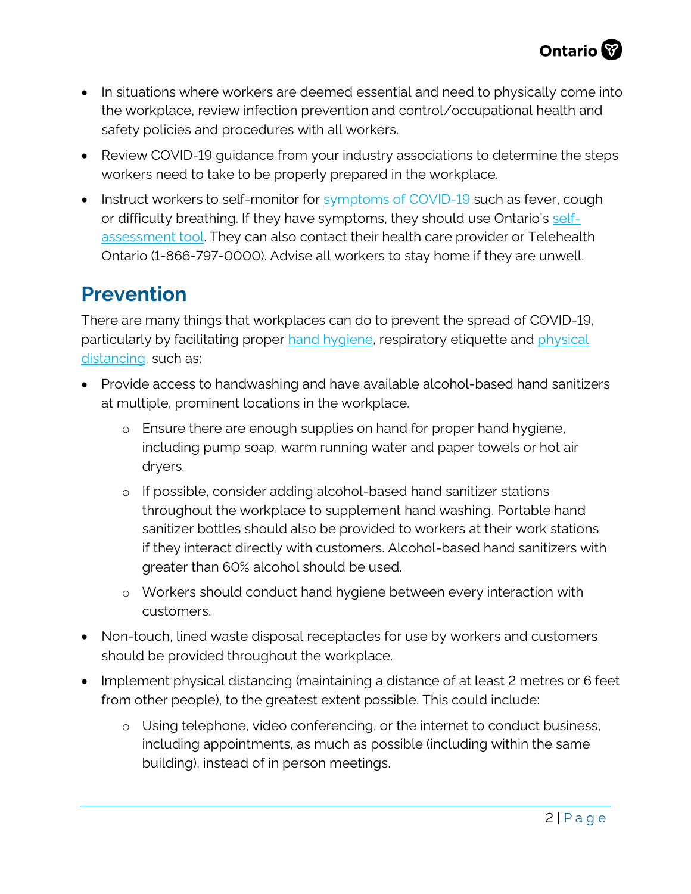- In situations where workers are deemed essential and need to physically come into the workplace, review infection prevention and control/occupational health and safety policies and procedures with all workers.
- Review COVID-19 guidance from your industry associations to determine the steps workers need to take to be properly prepared in the workplace.
- Instruct workers to self-monitor for symptoms of COVID-19 such as fever, cough or difficulty breathing. If they have symptoms, they should use Ontario's self-assessment tool. They can also contact their health care provider or Telehealth Ontario (1-866-797-0000). Advise all workers to stay home if they are unwell.

## Prevention

There are many things that workplaces can do to prevent the spread of COVID-19, particularly by facilitating proper hand hygiene, respiratory etiquette and physical distancing, such as:

- Provide access to handwashing and have available alcohol-based hand sanitizers at multiple, prominent locations in the workplace.
  - Ensure there are enough supplies on hand for proper hand hygiene, including pump soap, warm running water and paper towels or hot air dryers.
  - If possible, consider adding alcohol-based hand sanitizer stations throughout the workplace to supplement hand washing. Portable hand sanitizer bottles should also be provided to workers at their work stations if they interact directly with customers. Alcohol-based hand sanitizers with greater than 60% alcohol should be used.
  - Workers should conduct hand hygiene between every interaction with customers.
- Non-touch, lined waste disposal receptacles for use by workers and customers should be provided throughout the workplace.
- Implement physical distancing (maintaining a distance of at least 2 metres or 6 feet from other people), to the greatest extent possible. This could include:
  - Using telephone, video conferencing, or the internet to conduct business, including appointments, as much as possible (including within the same building), instead of in person meetings.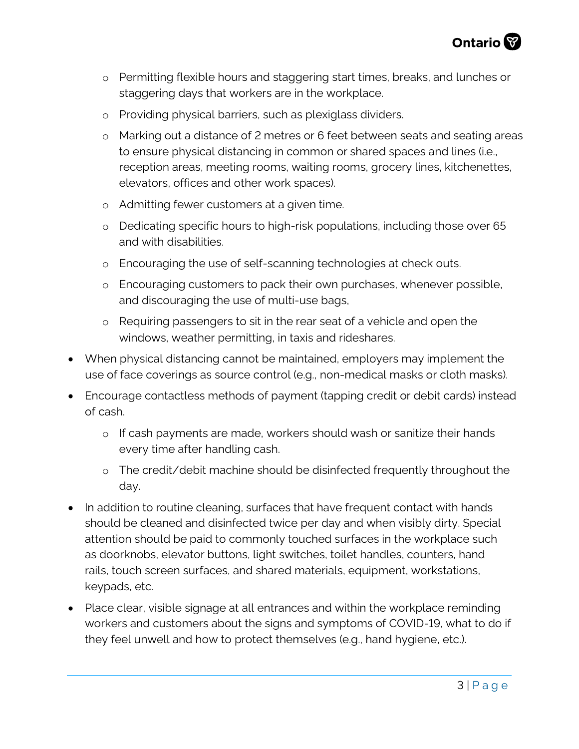- Permitting flexible hours and staggering start times, breaks, and lunches or staggering days that workers are in the workplace.
  - Providing physical barriers, such as plexiglass dividers.
  - Marking out a distance of 2 metres or 6 feet between seats and seating areas to ensure physical distancing in common or shared spaces and lines (i.e., reception areas, meeting rooms, waiting rooms, grocery lines, kitchenettes, elevators, offices and other work spaces).
  - Admitting fewer customers at a given time.
  - Dedicating specific hours to high-risk populations, including those over 65 and with disabilities.
  - Encouraging the use of self-scanning technologies at check outs.
  - Encouraging customers to pack their own purchases, whenever possible, and discouraging the use of multi-use bags,
  - Requiring passengers to sit in the rear seat of a vehicle and open the windows, weather permitting, in taxis and rideshares.
- When physical distancing cannot be maintained, employers may implement the use of face coverings as source control (e.g., non-medical masks or cloth masks).
- Encourage contactless methods of payment (tapping credit or debit cards) instead of cash.
  - If cash payments are made, workers should wash or sanitize their hands every time after handling cash.
  - The credit/debit machine should be disinfected frequently throughout the day.
- In addition to routine cleaning, surfaces that have frequent contact with hands should be cleaned and disinfected twice per day and when visibly dirty. Special attention should be paid to commonly touched surfaces in the workplace such as doorknobs, elevator buttons, light switches, toilet handles, counters, hand rails, touch screen surfaces, and shared materials, equipment, workstations, keypads, etc.
- Place clear, visible signage at all entrances and within the workplace reminding workers and customers about the signs and symptoms of COVID-19, what to do if they feel unwell and how to protect themselves (e.g., hand hygiene, etc.).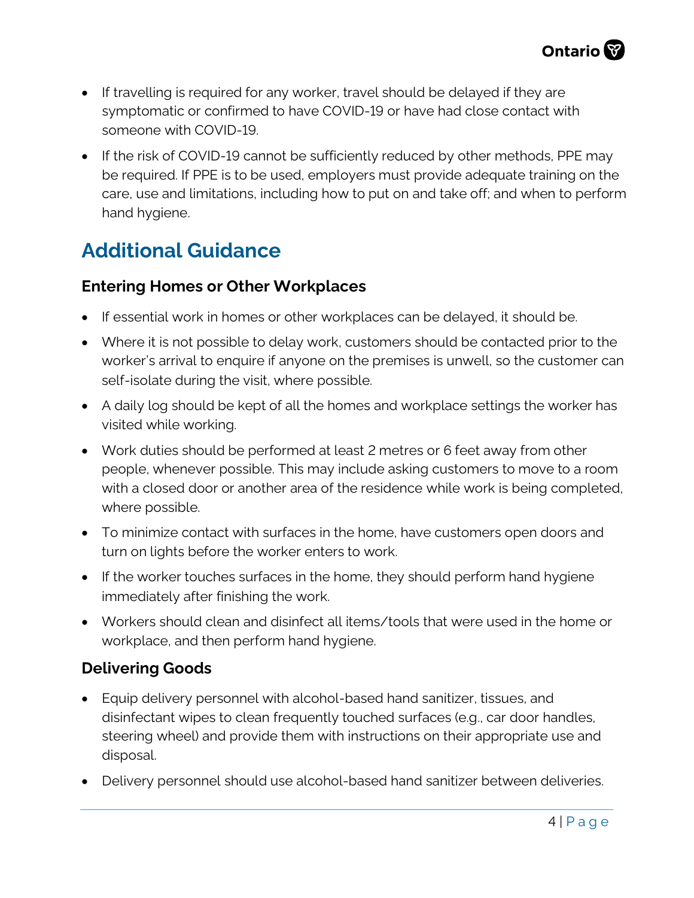- If travelling is required for any worker, travel should be delayed if they are symptomatic or confirmed to have COVID-19 or have had close contact with someone with COVID-19.
- If the risk of COVID-19 cannot be sufficiently reduced by other methods, PPE may be required. If PPE is to be used, employers must provide adequate training on the care, use and limitations, including how to put on and take off; and when to perform hand hygiene.

## Additional Guidance

### Entering Homes or Other Workplaces

- If essential work in homes or other workplaces can be delayed, it should be.
- Where it is not possible to delay work, customers should be contacted prior to the worker's arrival to enquire if anyone on the premises is unwell, so the customer can self-isolate during the visit, where possible.
- A daily log should be kept of all the homes and workplace settings the worker has visited while working.
- Work duties should be performed at least 2 metres or 6 feet away from other people, whenever possible. This may include asking customers to move to a room with a closed door or another area of the residence while work is being completed, where possible.
- To minimize contact with surfaces in the home, have customers open doors and turn on lights before the worker enters to work.
- If the worker touches surfaces in the home, they should perform hand hygiene immediately after finishing the work.
- Workers should clean and disinfect all items/tools that were used in the home or workplace, and then perform hand hygiene.

### Delivering Goods

- Equip delivery personnel with alcohol-based hand sanitizer, tissues, and disinfectant wipes to clean frequently touched surfaces (e.g., car door handles, steering wheel) and provide them with instructions on their appropriate use and disposal.
- Delivery personnel should use alcohol-based hand sanitizer between deliveries.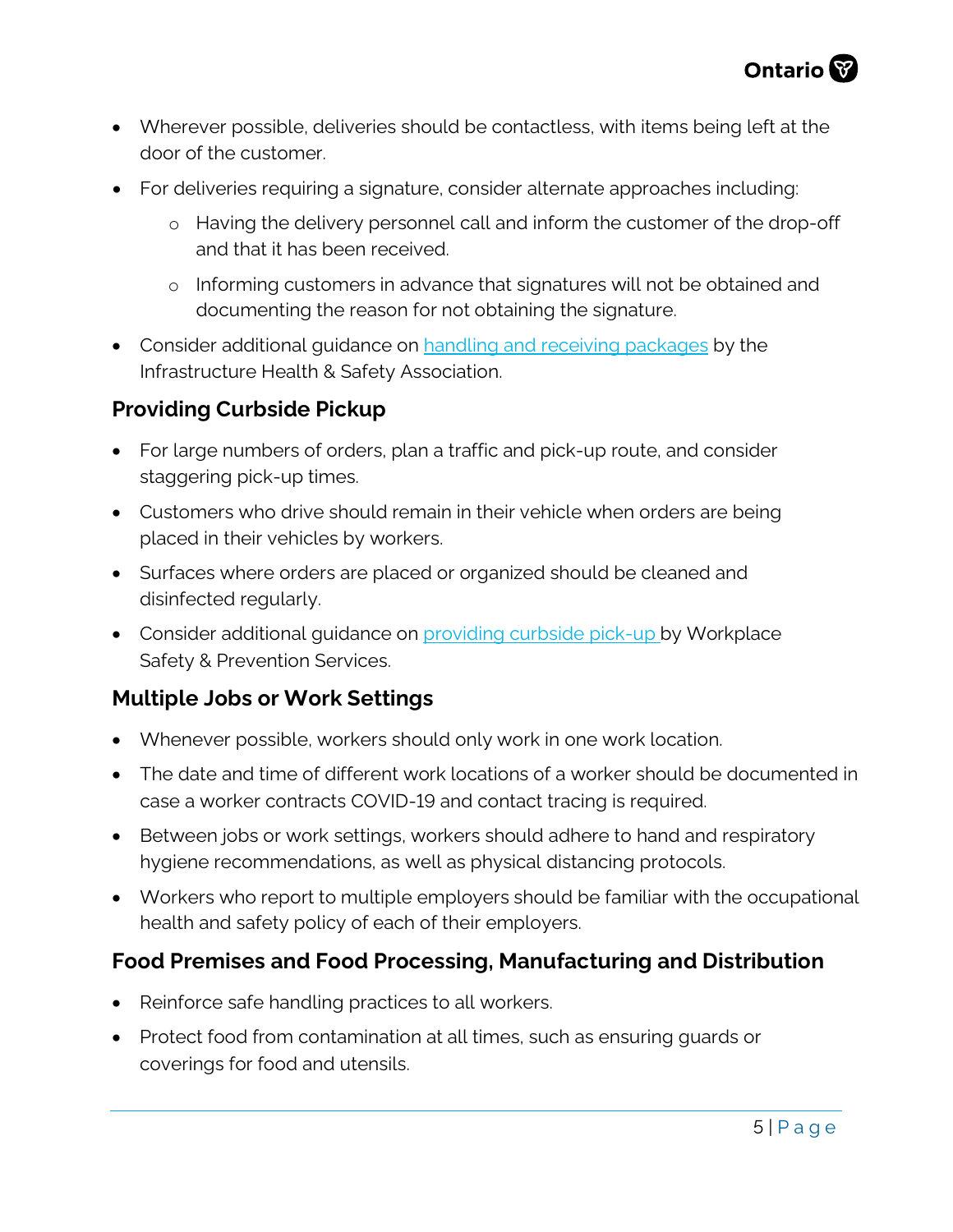- Wherever possible, deliveries should be contactless, with items being left at the door of the customer.
- For deliveries requiring a signature, consider alternate approaches including:
  - Having the delivery personnel call and inform the customer of the drop-off and that it has been received.
  - Informing customers in advance that signatures will not be obtained and documenting the reason for not obtaining the signature.
- Consider additional guidance on handling and receiving packages by the Infrastructure Health & Safety Association.

### Providing Curbside Pickup

- For large numbers of orders, plan a traffic and pick-up route, and consider staggering pick-up times.
- Customers who drive should remain in their vehicle when orders are being placed in their vehicles by workers.
- Surfaces where orders are placed or organized should be cleaned and disinfected regularly.
- Consider additional guidance on providing curbside pick-up by Workplace Safety & Prevention Services.

### Multiple Jobs or Work Settings

- Whenever possible, workers should only work in one work location.
- The date and time of different work locations of a worker should be documented in case a worker contracts COVID-19 and contact tracing is required.
- Between jobs or work settings, workers should adhere to hand and respiratory hygiene recommendations, as well as physical distancing protocols.
- Workers who report to multiple employers should be familiar with the occupational health and safety policy of each of their employers.

### Food Premises and Food Processing, Manufacturing and Distribution

- Reinforce safe handling practices to all workers.
- Protect food from contamination at all times, such as ensuring guards or coverings for food and utensils.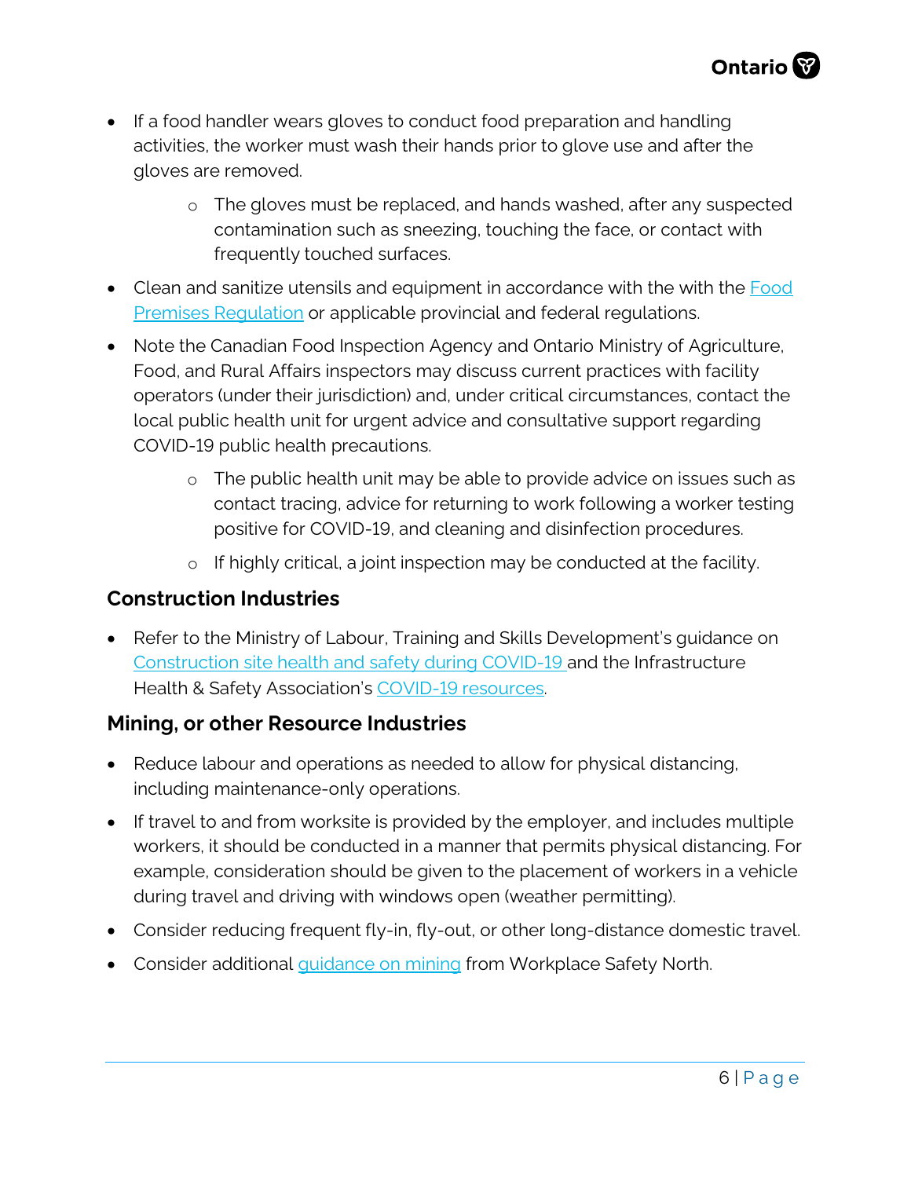- If a food handler wears gloves to conduct food preparation and handling activities, the worker must wash their hands prior to glove use and after the gloves are removed.
    - The gloves must be replaced, and hands washed, after any suspected contamination such as sneezing, touching the face, or contact with frequently touched surfaces.
- Clean and sanitize utensils and equipment in accordance with the with the Food Premises Regulation or applicable provincial and federal regulations.
- Note the Canadian Food Inspection Agency and Ontario Ministry of Agriculture, Food, and Rural Affairs inspectors may discuss current practices with facility operators (under their jurisdiction) and, under critical circumstances, contact the local public health unit for urgent advice and consultative support regarding COVID-19 public health precautions.
    - The public health unit may be able to provide advice on issues such as contact tracing, advice for returning to work following a worker testing positive for COVID-19, and cleaning and disinfection procedures.
    - If highly critical, a joint inspection may be conducted at the facility.

### Construction Industries

- Refer to the Ministry of Labour, Training and Skills Development's guidance on Construction site health and safety during COVID-19 and the Infrastructure Health & Safety Association's COVID-19 resources.

### Mining, or other Resource Industries

- Reduce labour and operations as needed to allow for physical distancing, including maintenance-only operations.
- If travel to and from worksite is provided by the employer, and includes multiple workers, it should be conducted in a manner that permits physical distancing. For example, consideration should be given to the placement of workers in a vehicle during travel and driving with windows open (weather permitting).
- Consider reducing frequent fly-in, fly-out, or other long-distance domestic travel.
- Consider additional guidance on mining from Workplace Safety North.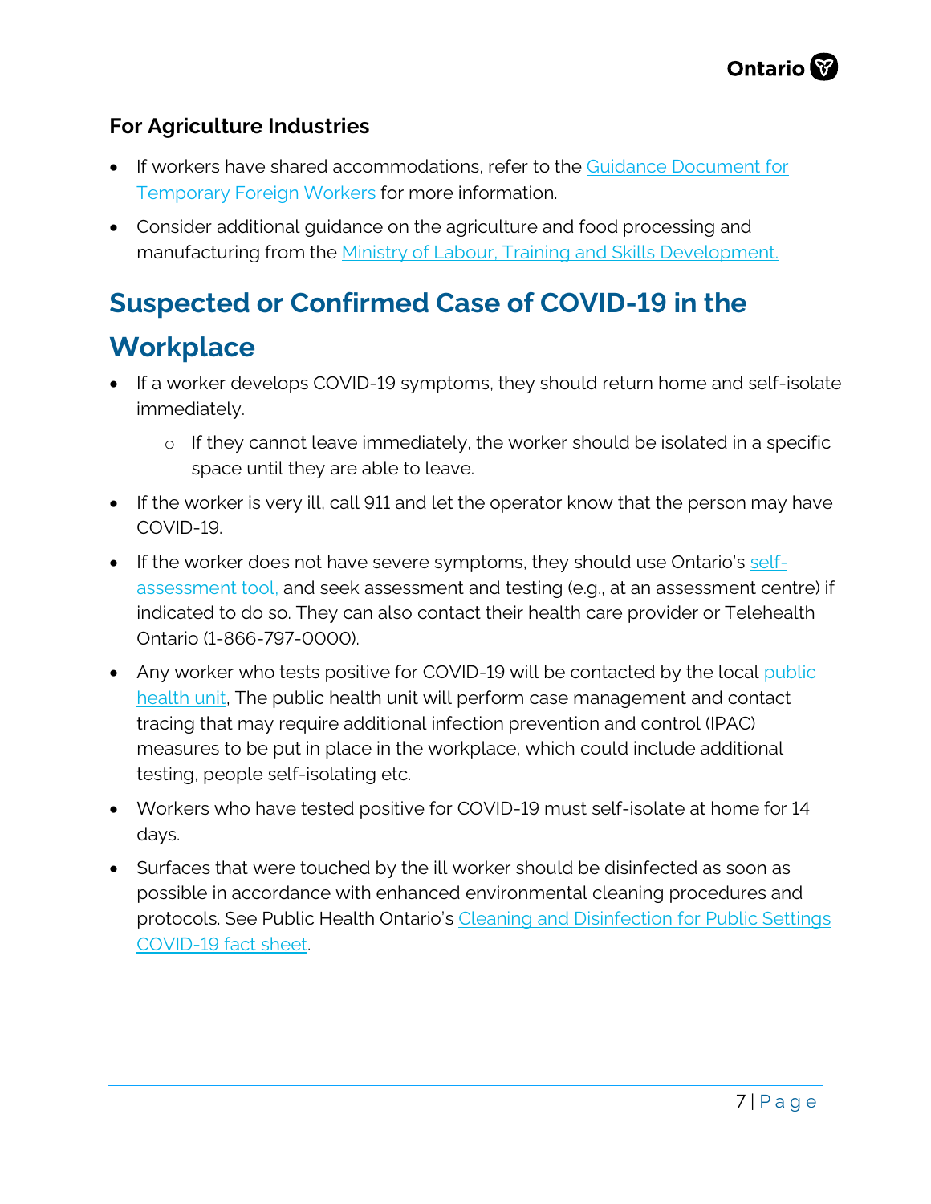### For Agriculture Industries

- If workers have shared accommodations, refer to the Guidance Document for Temporary Foreign Workers for more information.
- Consider additional guidance on the agriculture and food processing and manufacturing from the Ministry of Labour, Training and Skills Development.

## Suspected or Confirmed Case of COVID-19 in the Workplace

- If a worker develops COVID-19 symptoms, they should return home and self-isolate immediately.
  - If they cannot leave immediately, the worker should be isolated in a specific space until they are able to leave.
- If the worker is very ill, call 911 and let the operator know that the person may have COVID-19.
- If the worker does not have severe symptoms, they should use Ontario's self-assessment tool, and seek assessment and testing (e.g., at an assessment centre) if indicated to do so. They can also contact their health care provider or Telehealth Ontario (1-866-797-0000).
- Any worker who tests positive for COVID-19 will be contacted by the local public health unit, The public health unit will perform case management and contact tracing that may require additional infection prevention and control (IPAC) measures to be put in place in the workplace, which could include additional testing, people self-isolating etc.
- Workers who have tested positive for COVID-19 must self-isolate at home for 14 days.
- Surfaces that were touched by the ill worker should be disinfected as soon as possible in accordance with enhanced environmental cleaning procedures and protocols. See Public Health Ontario's Cleaning and Disinfection for Public Settings COVID-19 fact sheet.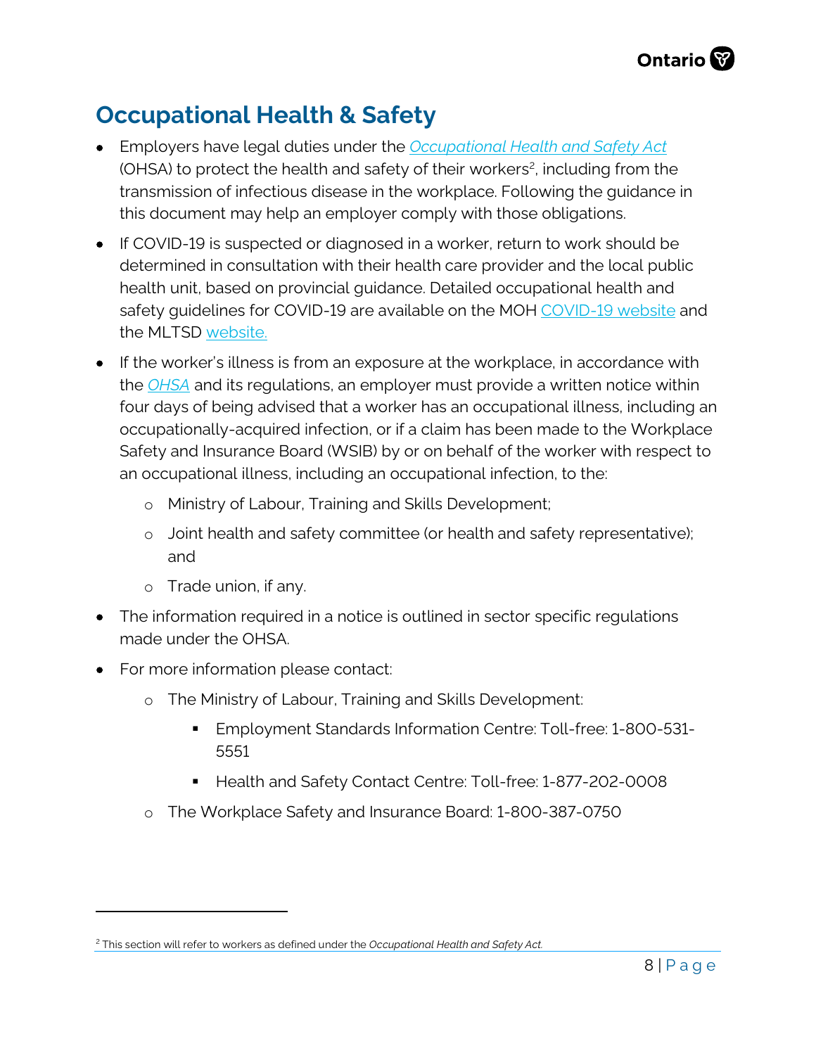## Occupational Health & Safety

- Employers have legal duties under the *Occupational Health and Safety Act* (OHSA) to protect the health and safety of their workers[2], including from the transmission of infectious disease in the workplace. Following the guidance in this document may help an employer comply with those obligations.
- If COVID-19 is suspected or diagnosed in a worker, return to work should be determined in consultation with their health care provider and the local public health unit, based on provincial guidance. Detailed occupational health and safety guidelines for COVID-19 are available on the MOH COVID-19 website and the MLTSD website.
- If the worker's illness is from an exposure at the workplace, in accordance with the *OHSA* and its regulations, an employer must provide a written notice within four days of being advised that a worker has an occupational illness, including an occupationally-acquired infection, or if a claim has been made to the Workplace Safety and Insurance Board (WSIB) by or on behalf of the worker with respect to an occupational illness, including an occupational infection, to the:
  - Ministry of Labour, Training and Skills Development;
  - Joint health and safety committee (or health and safety representative); and
  - Trade union, if any.
- The information required in a notice is outlined in sector specific regulations made under the OHSA.
- For more information please contact:
  - The Ministry of Labour, Training and Skills Development:
    - Employment Standards Information Centre: Toll-free: 1-800-531-5551
    - Health and Safety Contact Centre: Toll-free: 1-877-202-0008
  - The Workplace Safety and Insurance Board: 1-800-387-0750

---

[2] This section will refer to workers as defined under the *Occupational Health and Safety Act.*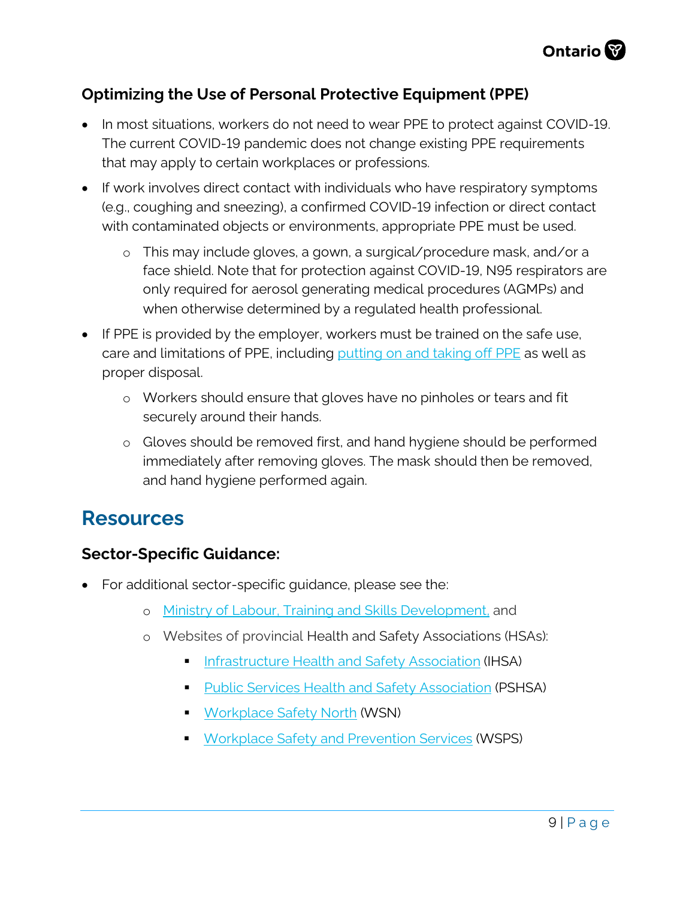### Optimizing the Use of Personal Protective Equipment (PPE)

- In most situations, workers do not need to wear PPE to protect against COVID-19. The current COVID-19 pandemic does not change existing PPE requirements that may apply to certain workplaces or professions.
- If work involves direct contact with individuals who have respiratory symptoms (e.g., coughing and sneezing), a confirmed COVID-19 infection or direct contact with contaminated objects or environments, appropriate PPE must be used.
  - This may include gloves, a gown, a surgical/procedure mask, and/or a face shield. Note that for protection against COVID-19, N95 respirators are only required for aerosol generating medical procedures (AGMPs) and when otherwise determined by a regulated health professional.
- If PPE is provided by the employer, workers must be trained on the safe use, care and limitations of PPE, including putting on and taking off PPE as well as proper disposal.
  - Workers should ensure that gloves have no pinholes or tears and fit securely around their hands.
  - Gloves should be removed first, and hand hygiene should be performed immediately after removing gloves. The mask should then be removed, and hand hygiene performed again.

## Resources

### Sector-Specific Guidance:

- For additional sector-specific guidance, please see the:
  - Ministry of Labour, Training and Skills Development, and
  - Websites of provincial Health and Safety Associations (HSAs):
    - Infrastructure Health and Safety Association (IHSA)
    - Public Services Health and Safety Association (PSHSA)
    - Workplace Safety North (WSN)
    - Workplace Safety and Prevention Services (WSPS)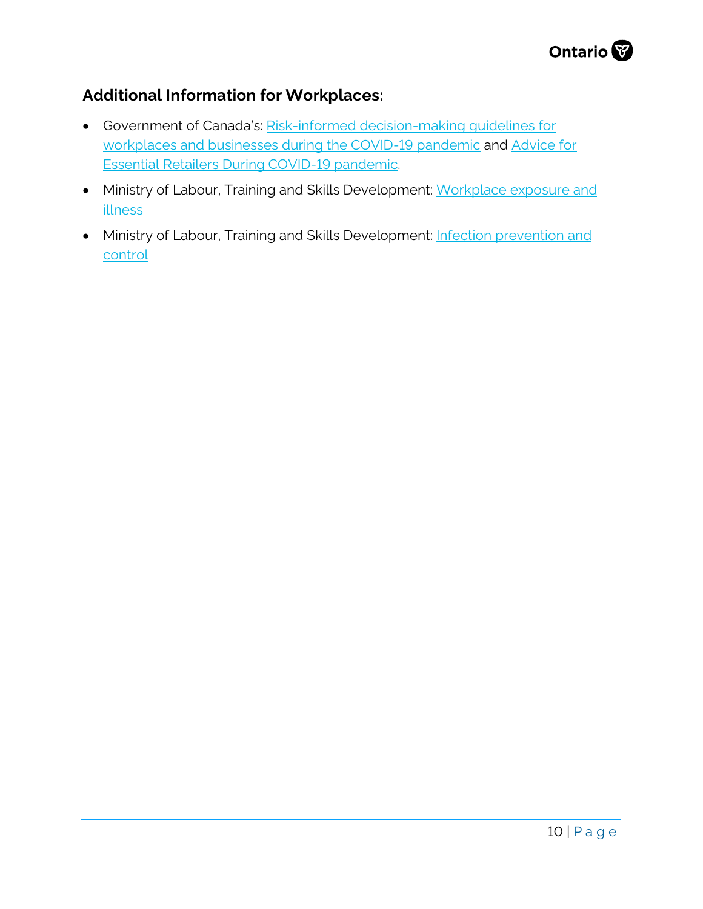## Additional Information for Workplaces:

- Government of Canada's: Risk-informed decision-making guidelines for workplaces and businesses during the COVID-19 pandemic and Advice for Essential Retailers During COVID-19 pandemic.
- Ministry of Labour, Training and Skills Development: Workplace exposure and illness
- Ministry of Labour, Training and Skills Development: Infection prevention and control